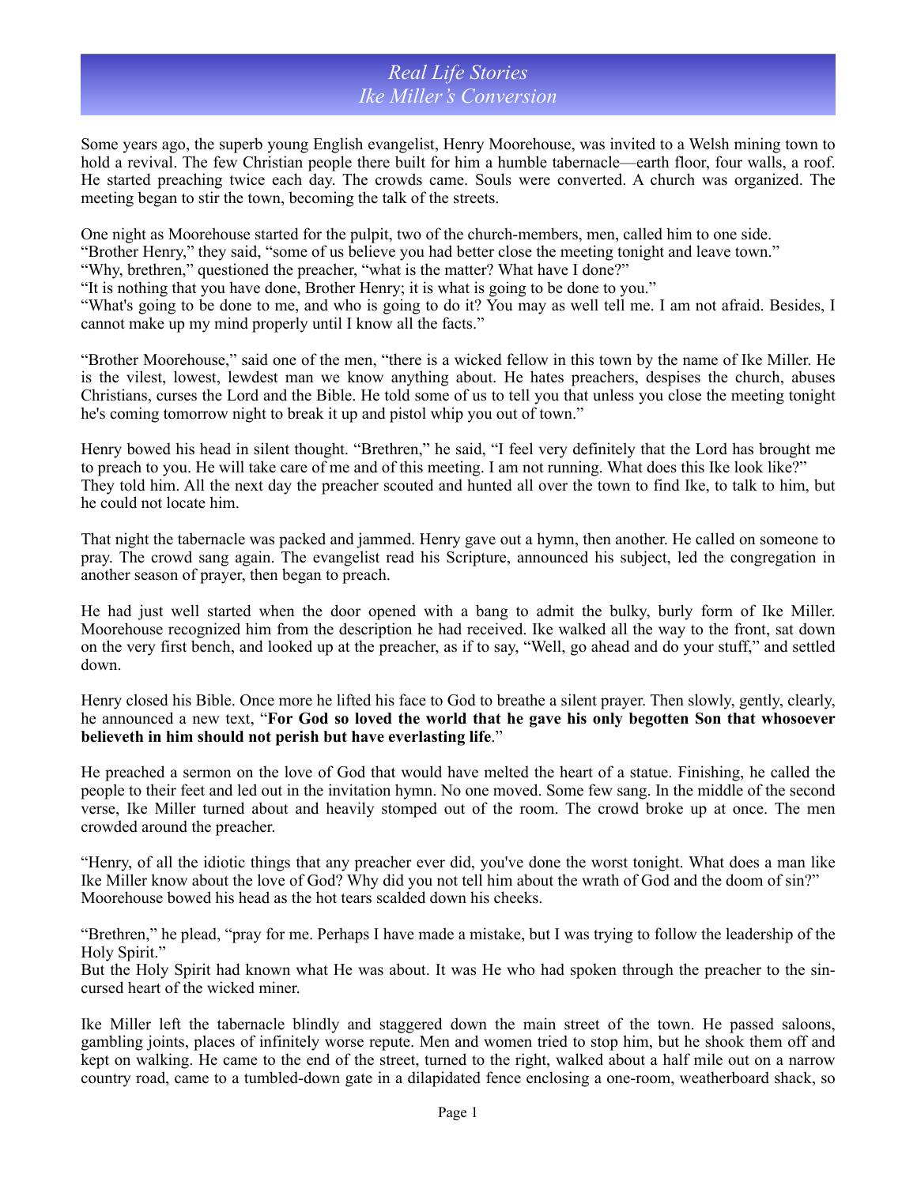# *Real Life Stories*
# *Ike Miller's Conversion*

Some years ago, the superb young English evangelist, Henry Moorehouse, was invited to a Welsh mining town to hold a revival. The few Christian people there built for him a humble tabernacle—earth floor, four walls, a roof. He started preaching twice each day. The crowds came. Souls were converted. A church was organized. The meeting began to stir the town, becoming the talk of the streets.

One night as Moorehouse started for the pulpit, two of the church-members, men, called him to one side.
"Brother Henry," they said, "some of us believe you had better close the meeting tonight and leave town."
"Why, brethren," questioned the preacher, "what is the matter? What have I done?"
"It is nothing that you have done, Brother Henry; it is what is going to be done to you."
"What's going to be done to me, and who is going to do it? You may as well tell me. I am not afraid. Besides, I cannot make up my mind properly until I know all the facts."

"Brother Moorehouse," said one of the men, "there is a wicked fellow in this town by the name of Ike Miller. He is the vilest, lowest, lewdest man we know anything about. He hates preachers, despises the church, abuses Christians, curses the Lord and the Bible. He told some of us to tell you that unless you close the meeting tonight he's coming tomorrow night to break it up and pistol whip you out of town."

Henry bowed his head in silent thought. "Brethren," he said, "I feel very definitely that the Lord has brought me to preach to you. He will take care of me and of this meeting. I am not running. What does this Ike look like?"
They told him. All the next day the preacher scouted and hunted all over the town to find Ike, to talk to him, but he could not locate him.

That night the tabernacle was packed and jammed. Henry gave out a hymn, then another. He called on someone to pray. The crowd sang again. The evangelist read his Scripture, announced his subject, led the congregation in another season of prayer, then began to preach.

He had just well started when the door opened with a bang to admit the bulky, burly form of Ike Miller. Moorehouse recognized him from the description he had received. Ike walked all the way to the front, sat down on the very first bench, and looked up at the preacher, as if to say, "Well, go ahead and do your stuff," and settled down.

Henry closed his Bible. Once more he lifted his face to God to breathe a silent prayer. Then slowly, gently, clearly, he announced a new text, "**For God so loved the world that he gave his only begotten Son that whosoever believeth in him should not perish but have everlasting life**."

He preached a sermon on the love of God that would have melted the heart of a statue. Finishing, he called the people to their feet and led out in the invitation hymn. No one moved. Some few sang. In the middle of the second verse, Ike Miller turned about and heavily stomped out of the room. The crowd broke up at once. The men crowded around the preacher.

"Henry, of all the idiotic things that any preacher ever did, you've done the worst tonight. What does a man like Ike Miller know about the love of God? Why did you not tell him about the wrath of God and the doom of sin?"
Moorehouse bowed his head as the hot tears scalded down his cheeks.

"Brethren," he plead, "pray for me. Perhaps I have made a mistake, but I was trying to follow the leadership of the Holy Spirit."
But the Holy Spirit had known what He was about. It was He who had spoken through the preacher to the sin-cursed heart of the wicked miner.

Ike Miller left the tabernacle blindly and staggered down the main street of the town. He passed saloons, gambling joints, places of infinitely worse repute. Men and women tried to stop him, but he shook them off and kept on walking. He came to the end of the street, turned to the right, walked about a half mile out on a narrow country road, came to a tumbled-down gate in a dilapidated fence enclosing a one-room, weatherboard shack, so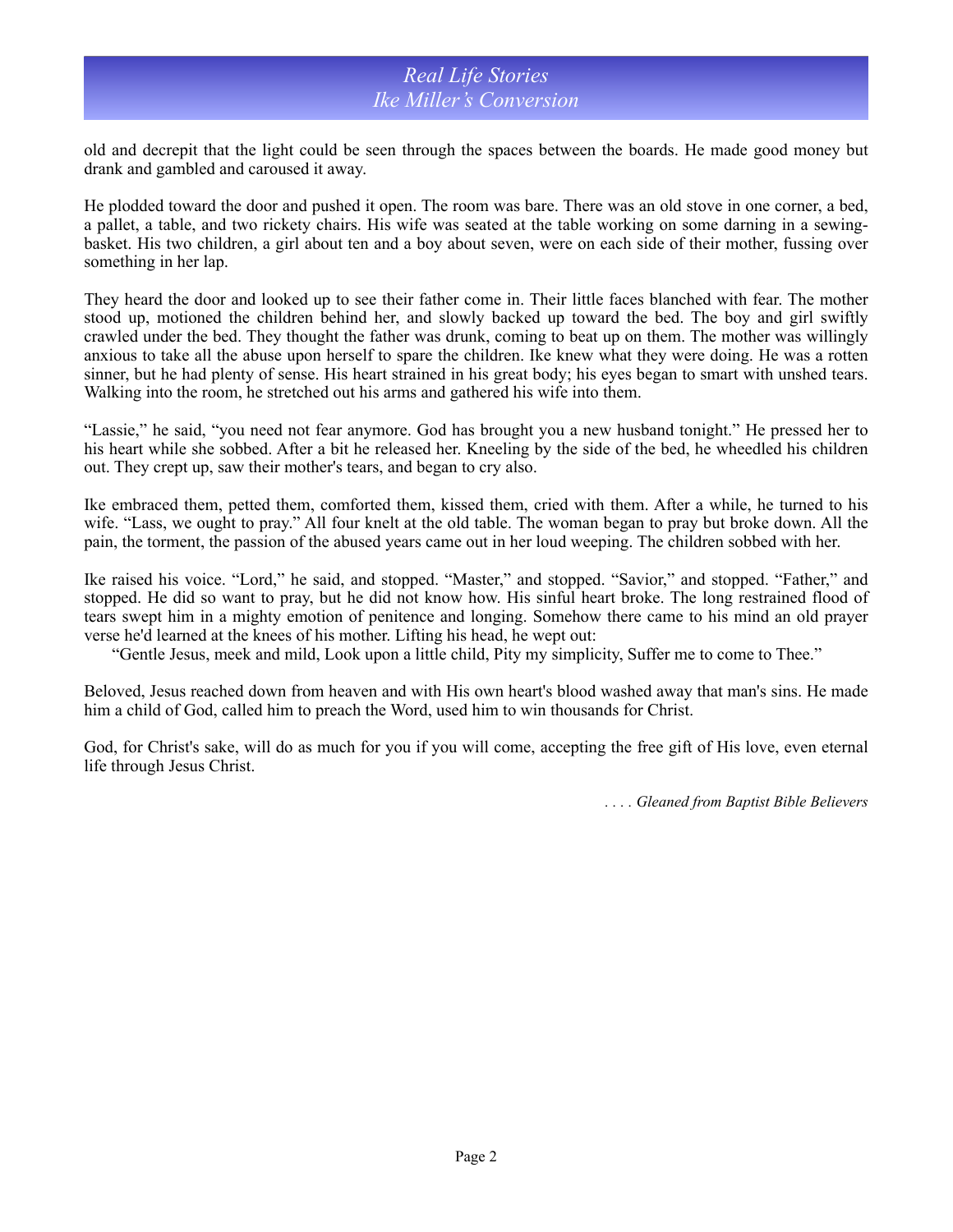old and decrepit that the light could be seen through the spaces between the boards. He made good money but drank and gambled and caroused it away.

He plodded toward the door and pushed it open. The room was bare. There was an old stove in one corner, a bed, a pallet, a table, and two rickety chairs. His wife was seated at the table working on some darning in a sewing-basket. His two children, a girl about ten and a boy about seven, were on each side of their mother, fussing over something in her lap.

They heard the door and looked up to see their father come in. Their little faces blanched with fear. The mother stood up, motioned the children behind her, and slowly backed up toward the bed. The boy and girl swiftly crawled under the bed. They thought the father was drunk, coming to beat up on them. The mother was willingly anxious to take all the abuse upon herself to spare the children. Ike knew what they were doing. He was a rotten sinner, but he had plenty of sense. His heart strained in his great body; his eyes began to smart with unshed tears. Walking into the room, he stretched out his arms and gathered his wife into them.

"Lassie," he said, "you need not fear anymore. God has brought you a new husband tonight." He pressed her to his heart while she sobbed. After a bit he released her. Kneeling by the side of the bed, he wheedled his children out. They crept up, saw their mother's tears, and began to cry also.

Ike embraced them, petted them, comforted them, kissed them, cried with them. After a while, he turned to his wife. "Lass, we ought to pray." All four knelt at the old table. The woman began to pray but broke down. All the pain, the torment, the passion of the abused years came out in her loud weeping. The children sobbed with her.

Ike raised his voice. "Lord," he said, and stopped. "Master," and stopped. "Savior," and stopped. "Father," and stopped. He did so want to pray, but he did not know how. His sinful heart broke. The long restrained flood of tears swept him in a mighty emotion of penitence and longing. Somehow there came to his mind an old prayer verse he'd learned at the knees of his mother. Lifting his head, he wept out:

"Gentle Jesus, meek and mild, Look upon a little child, Pity my simplicity, Suffer me to come to Thee."

Beloved, Jesus reached down from heaven and with His own heart's blood washed away that man's sins. He made him a child of God, called him to preach the Word, used him to win thousands for Christ.

God, for Christ's sake, will do as much for you if you will come, accepting the free gift of His love, even eternal life through Jesus Christ.

. . . . *Gleaned from Baptist Bible Believers*